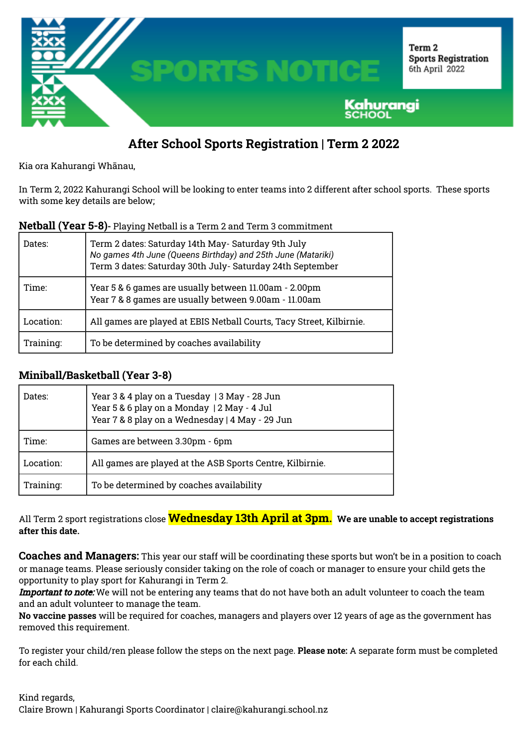# SPORTS NOTICE

**Term 2**
**Sports Registration**
6th April 2022

Kahurangi School

## After School Sports Registration | Term 2 2022

Kia ora Kahurangi Whānau,

In Term 2, 2022 Kahurangi School will be looking to enter teams into 2 different after school sports. These sports with some key details are below;

**Netball (Year 5-8)**- Playing Netball is a Term 2 and Term 3 commitment

| Dates: | Term 2 dates: Saturday 14th May- Saturday 9th July<br>*No games 4th June (Queens Birthday) and 25th June (Matariki)*<br>Term 3 dates: Saturday 30th July- Saturday 24th September |
|---|---|
| Time: | Year 5 & 6 games are usually between 11.00am - 2.00pm<br>Year 7 & 8 games are usually between 9.00am - 11.00am |
| Location: | All games are played at EBIS Netball Courts, Tacy Street, Kilbirnie. |
| Training: | To be determined by coaches availability |

**Miniball/Basketball (Year 3-8)**

| Dates: | Year 3 & 4 play on a Tuesday \| 3 May - 28 Jun<br>Year 5 & 6 play on a Monday \| 2 May - 4 Jul<br>Year 7 & 8 play on a Wednesday \| 4 May - 29 Jun |
|---|---|
| Time: | Games are between 3.30pm - 6pm |
| Location: | All games are played at the ASB Sports Centre, Kilbirnie. |
| Training: | To be determined by coaches availability |

All Term 2 sport registrations close **Wednesday 13th April at 3pm.** **We are unable to accept registrations after this date.**

**Coaches and Managers:** This year our staff will be coordinating these sports but won't be in a position to coach or manage teams. Please seriously consider taking on the role of coach or manager to ensure your child gets the opportunity to play sport for Kahurangi in Term 2.
***Important to note:*** We will not be entering any teams that do not have both an adult volunteer to coach the team and an adult volunteer to manage the team.
**No vaccine passes** will be required for coaches, managers and players over 12 years of age as the government has removed this requirement.

To register your child/ren please follow the steps on the next page. **Please note:** A separate form must be completed for each child.

Kind regards,
Claire Brown | Kahurangi Sports Coordinator | claire@kahurangi.school.nz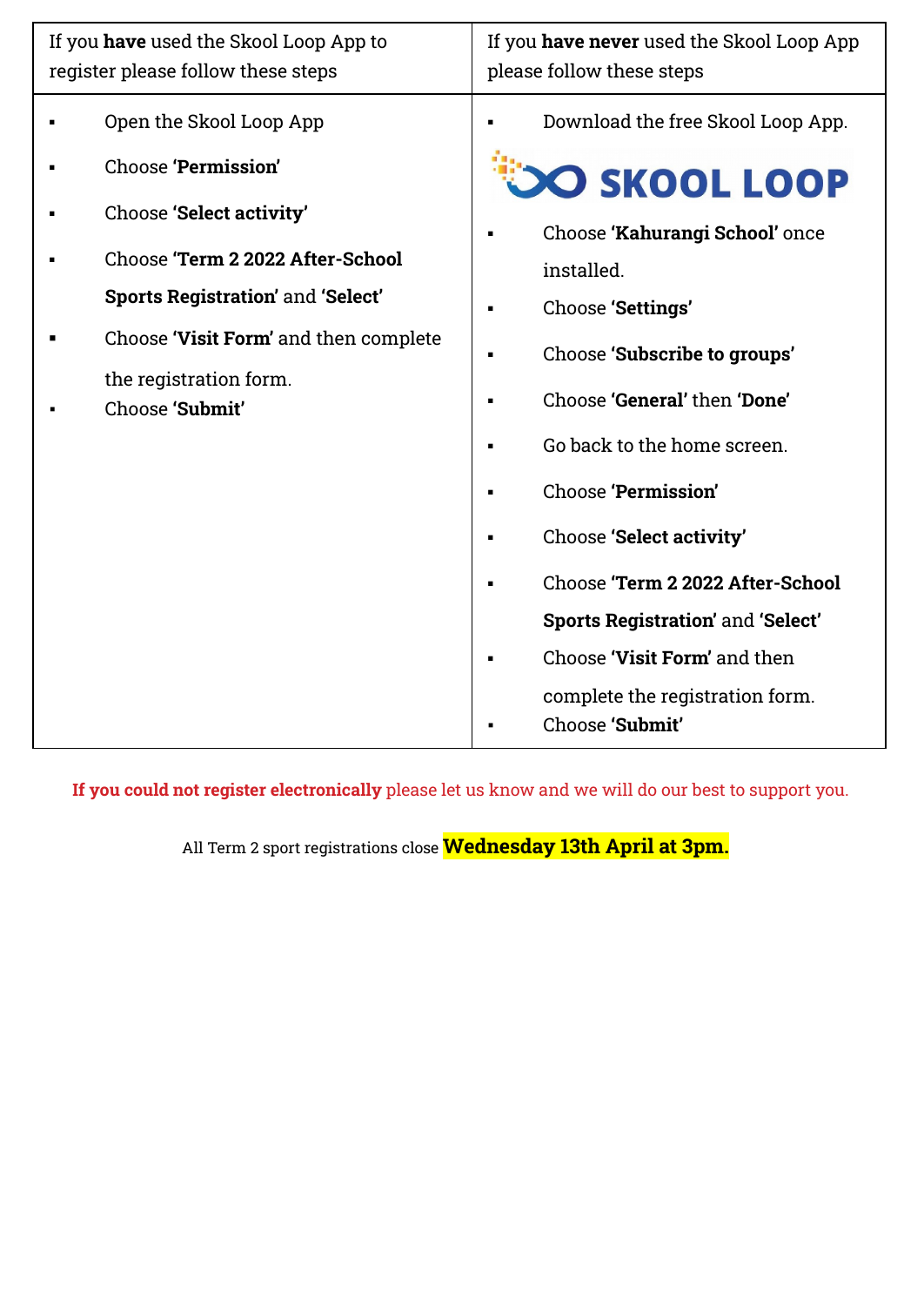| If you **have** used the Skool Loop App to register please follow these steps | If you **have never** used the Skool Loop App please follow these steps |
| --- | --- |
| ▪ Open the Skool Loop App<br>▪ Choose **'Permission'**<br>▪ Choose **'Select activity'**<br>▪ Choose **'Term 2 2022 After-School Sports Registration'** and **'Select'**<br>▪ Choose **'Visit Form'** and then complete the registration form.<br>▪ Choose **'Submit'** | ▪ Download the free Skool Loop App.<br>SKOOL LOOP<br>▪ Choose **'Kahurangi School'** once installed.<br>▪ Choose **'Settings'**<br>▪ Choose **'Subscribe to groups'**<br>▪ Choose **'General'** then **'Done'**<br>▪ Go back to the home screen.<br>▪ Choose **'Permission'**<br>▪ Choose **'Select activity'**<br>▪ Choose **'Term 2 2022 After-School Sports Registration'** and **'Select'**<br>▪ Choose **'Visit Form'** and then complete the registration form.<br>▪ Choose **'Submit'** |

**If you could not register electronically** please let us know and we will do our best to support you.

All Term 2 sport registrations close **Wednesday 13th April at 3pm.**